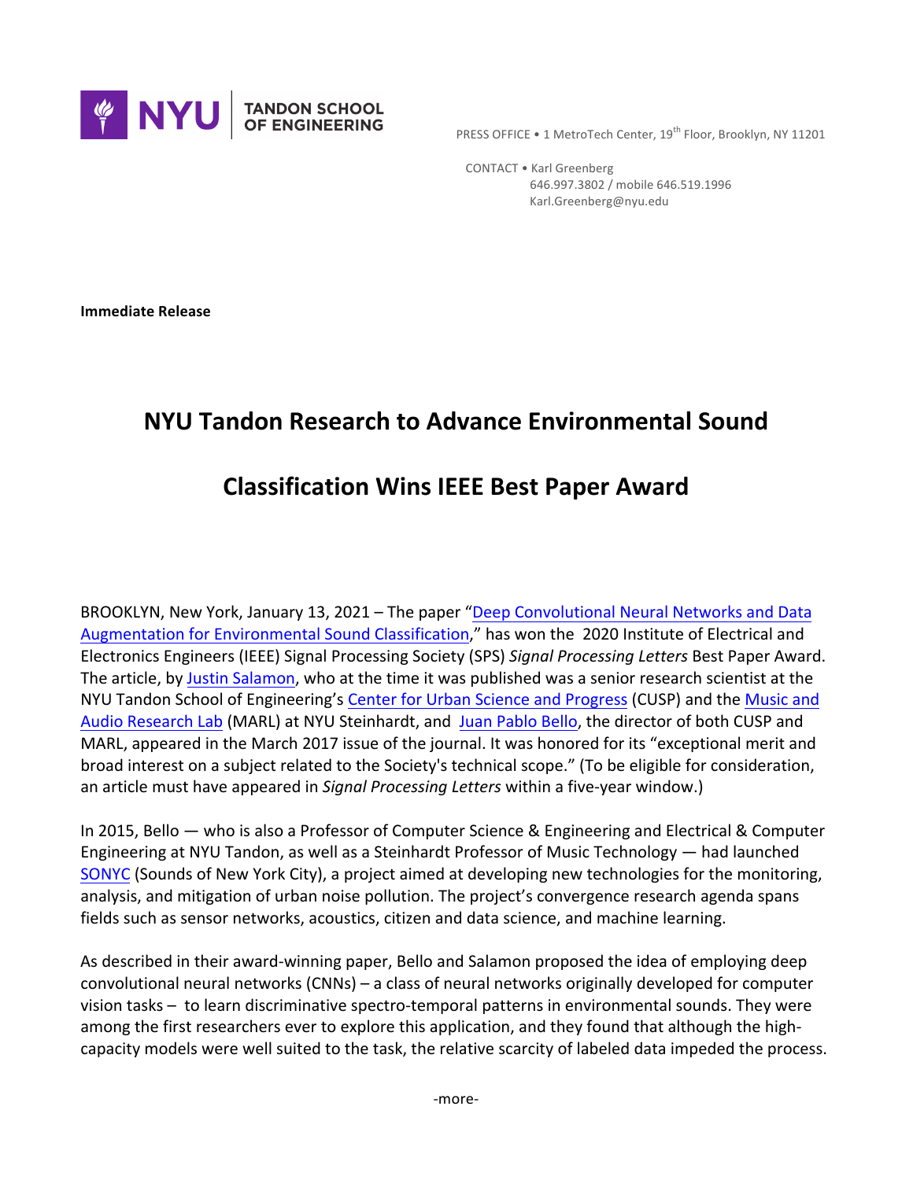NYU TANDON SCHOOL OF ENGINEERING

PRESS OFFICE • 1 MetroTech Center, 19th Floor, Brooklyn, NY 11201

CONTACT • Karl Greenberg
646.997.3802 / mobile 646.519.1996
Karl.Greenberg@nyu.edu

**Immediate Release**

# NYU Tandon Research to Advance Environmental Sound Classification Wins IEEE Best Paper Award

BROOKLYN, New York, January 13, 2021 – The paper "Deep Convolutional Neural Networks and Data Augmentation for Environmental Sound Classification," has won the 2020 Institute of Electrical and Electronics Engineers (IEEE) Signal Processing Society (SPS) *Signal Processing Letters* Best Paper Award. The article, by Justin Salamon, who at the time it was published was a senior research scientist at the NYU Tandon School of Engineering's Center for Urban Science and Progress (CUSP) and the Music and Audio Research Lab (MARL) at NYU Steinhardt, and Juan Pablo Bello, the director of both CUSP and MARL, appeared in the March 2017 issue of the journal. It was honored for its "exceptional merit and broad interest on a subject related to the Society's technical scope." (To be eligible for consideration, an article must have appeared in *Signal Processing Letters* within a five-year window.)

In 2015, Bello — who is also a Professor of Computer Science & Engineering and Electrical & Computer Engineering at NYU Tandon, as well as a Steinhardt Professor of Music Technology — had launched SONYC (Sounds of New York City), a project aimed at developing new technologies for the monitoring, analysis, and mitigation of urban noise pollution. The project's convergence research agenda spans fields such as sensor networks, acoustics, citizen and data science, and machine learning.

As described in their award-winning paper, Bello and Salamon proposed the idea of employing deep convolutional neural networks (CNNs) – a class of neural networks originally developed for computer vision tasks – to learn discriminative spectro-temporal patterns in environmental sounds. They were among the first researchers ever to explore this application, and they found that although the high-capacity models were well suited to the task, the relative scarcity of labeled data impeded the process.

-more-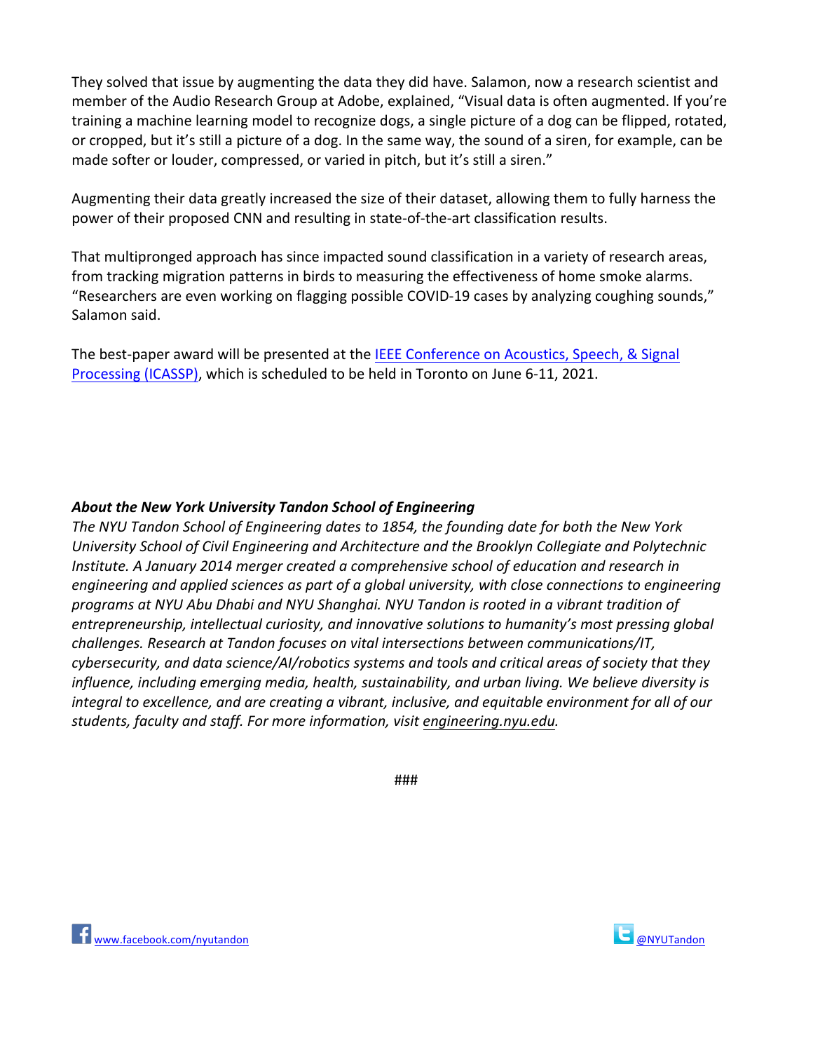They solved that issue by augmenting the data they did have. Salamon, now a research scientist and member of the Audio Research Group at Adobe, explained, "Visual data is often augmented. If you're training a machine learning model to recognize dogs, a single picture of a dog can be flipped, rotated, or cropped, but it's still a picture of a dog. In the same way, the sound of a siren, for example, can be made softer or louder, compressed, or varied in pitch, but it's still a siren."

Augmenting their data greatly increased the size of their dataset, allowing them to fully harness the power of their proposed CNN and resulting in state-of-the-art classification results.

That multipronged approach has since impacted sound classification in a variety of research areas, from tracking migration patterns in birds to measuring the effectiveness of home smoke alarms. "Researchers are even working on flagging possible COVID-19 cases by analyzing coughing sounds," Salamon said.

The best-paper award will be presented at the [IEEE Conference on Acoustics, Speech, & Signal Processing (ICASSP)](), which is scheduled to be held in Toronto on June 6-11, 2021.

***About the New York University Tandon School of Engineering***

*The NYU Tandon School of Engineering dates to 1854, the founding date for both the New York University School of Civil Engineering and Architecture and the Brooklyn Collegiate and Polytechnic Institute. A January 2014 merger created a comprehensive school of education and research in engineering and applied sciences as part of a global university, with close connections to engineering programs at NYU Abu Dhabi and NYU Shanghai. NYU Tandon is rooted in a vibrant tradition of entrepreneurship, intellectual curiosity, and innovative solutions to humanity's most pressing global challenges. Research at Tandon focuses on vital intersections between communications/IT, cybersecurity, and data science/AI/robotics systems and tools and critical areas of society that they influence, including emerging media, health, sustainability, and urban living. We believe diversity is integral to excellence, and are creating a vibrant, inclusive, and equitable environment for all of our students, faculty and staff. For more information, visit engineering.nyu.edu.*

###

www.facebook.com/nyutandon

@NYUTandon